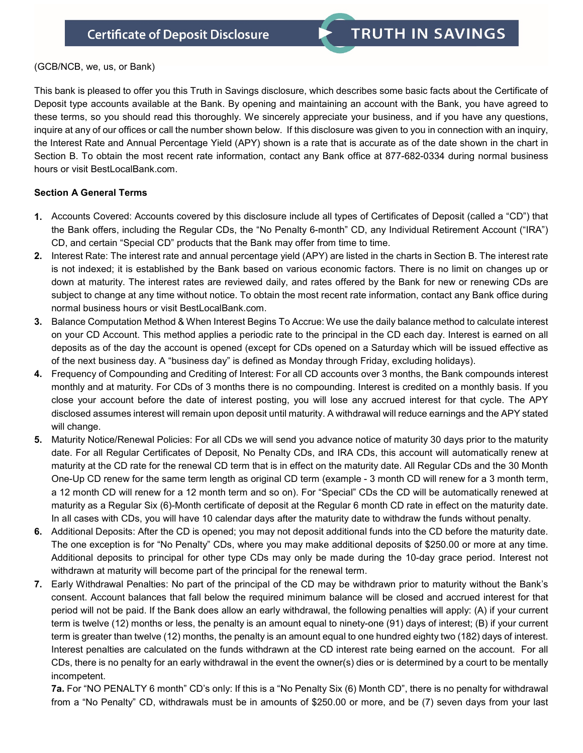# Certificate of Deposit Disclosure — TRUTH IN SAVINGS

(GCB/NCB, we, us, or Bank)

This bank is pleased to offer you this Truth in Savings disclosure, which describes some basic facts about the Certificate of Deposit type accounts available at the Bank. By opening and maintaining an account with the Bank, you have agreed to these terms, so you should read this thoroughly. We sincerely appreciate your business, and if you have any questions, inquire at any of our offices or call the number shown below. If this disclosure was given to you in connection with an inquiry, the Interest Rate and Annual Percentage Yield (APY) shown is a rate that is accurate as of the date shown in the chart in Section B. To obtain the most recent rate information, contact any Bank office at 877-682-0334 during normal business hours or visit BestLocalBank.com.

**Section A General Terms**

1. Accounts Covered: Accounts covered by this disclosure include all types of Certificates of Deposit (called a "CD") that the Bank offers, including the Regular CDs, the "No Penalty 6-month" CD, any Individual Retirement Account ("IRA") CD, and certain "Special CD" products that the Bank may offer from time to time.
2. Interest Rate: The interest rate and annual percentage yield (APY) are listed in the charts in Section B. The interest rate is not indexed; it is established by the Bank based on various economic factors. There is no limit on changes up or down at maturity. The interest rates are reviewed daily, and rates offered by the Bank for new or renewing CDs are subject to change at any time without notice. To obtain the most recent rate information, contact any Bank office during normal business hours or visit BestLocalBank.com.
3. Balance Computation Method & When Interest Begins To Accrue: We use the daily balance method to calculate interest on your CD Account. This method applies a periodic rate to the principal in the CD each day. Interest is earned on all deposits as of the day the account is opened (except for CDs opened on a Saturday which will be issued effective as of the next business day. A "business day" is defined as Monday through Friday, excluding holidays).
4. Frequency of Compounding and Crediting of Interest: For all CD accounts over 3 months, the Bank compounds interest monthly and at maturity. For CDs of 3 months there is no compounding. Interest is credited on a monthly basis. If you close your account before the date of interest posting, you will lose any accrued interest for that cycle. The APY disclosed assumes interest will remain upon deposit until maturity. A withdrawal will reduce earnings and the APY stated will change.
5. Maturity Notice/Renewal Policies: For all CDs we will send you advance notice of maturity 30 days prior to the maturity date. For all Regular Certificates of Deposit, No Penalty CDs, and IRA CDs, this account will automatically renew at maturity at the CD rate for the renewal CD term that is in effect on the maturity date. All Regular CDs and the 30 Month One-Up CD renew for the same term length as original CD term (example - 3 month CD will renew for a 3 month term, a 12 month CD will renew for a 12 month term and so on). For "Special" CDs the CD will be automatically renewed at maturity as a Regular Six (6)-Month certificate of deposit at the Regular 6 month CD rate in effect on the maturity date. In all cases with CDs, you will have 10 calendar days after the maturity date to withdraw the funds without penalty.
6. Additional Deposits: After the CD is opened; you may not deposit additional funds into the CD before the maturity date. The one exception is for "No Penalty" CDs, where you may make additional deposits of $250.00 or more at any time. Additional deposits to principal for other type CDs may only be made during the 10-day grace period. Interest not withdrawn at maturity will become part of the principal for the renewal term.
7. Early Withdrawal Penalties: No part of the principal of the CD may be withdrawn prior to maturity without the Bank's consent. Account balances that fall below the required minimum balance will be closed and accrued interest for that period will not be paid. If the Bank does allow an early withdrawal, the following penalties will apply: (A) if your current term is twelve (12) months or less, the penalty is an amount equal to ninety-one (91) days of interest; (B) if your current term is greater than twelve (12) months, the penalty is an amount equal to one hundred eighty two (182) days of interest. Interest penalties are calculated on the funds withdrawn at the CD interest rate being earned on the account. For all CDs, there is no penalty for an early withdrawal in the event the owner(s) dies or is determined by a court to be mentally incompetent.

   **7a.** For "NO PENALTY 6 month" CD's only: If this is a "No Penalty Six (6) Month CD", there is no penalty for withdrawal from a "No Penalty" CD, withdrawals must be in amounts of $250.00 or more, and be (7) seven days from your last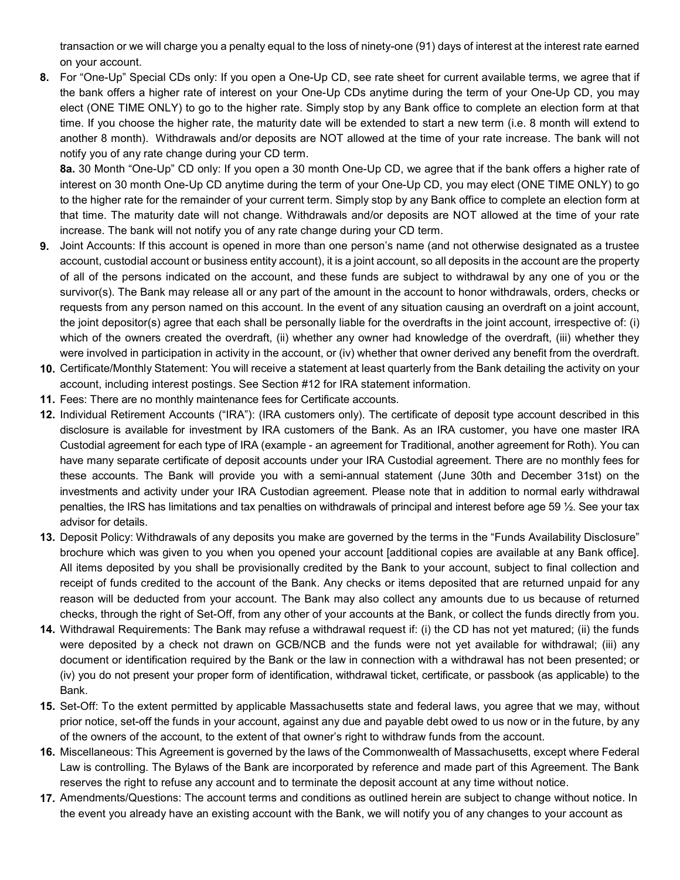transaction or we will charge you a penalty equal to the loss of ninety-one (91) days of interest at the interest rate earned on your account.

**8.** For "One-Up" Special CDs only: If you open a One-Up CD, see rate sheet for current available terms, we agree that if the bank offers a higher rate of interest on your One-Up CDs anytime during the term of your One-Up CD, you may elect (ONE TIME ONLY) to go to the higher rate. Simply stop by any Bank office to complete an election form at that time. If you choose the higher rate, the maturity date will be extended to start a new term (i.e. 8 month will extend to another 8 month). Withdrawals and/or deposits are NOT allowed at the time of your rate increase. The bank will not notify you of any rate change during your CD term.

**8a.** 30 Month "One-Up" CD only: If you open a 30 month One-Up CD, we agree that if the bank offers a higher rate of interest on 30 month One-Up CD anytime during the term of your One-Up CD, you may elect (ONE TIME ONLY) to go to the higher rate for the remainder of your current term. Simply stop by any Bank office to complete an election form at that time. The maturity date will not change. Withdrawals and/or deposits are NOT allowed at the time of your rate increase. The bank will not notify you of any rate change during your CD term.

**9.** Joint Accounts: If this account is opened in more than one person's name (and not otherwise designated as a trustee account, custodial account or business entity account), it is a joint account, so all deposits in the account are the property of all of the persons indicated on the account, and these funds are subject to withdrawal by any one of you or the survivor(s). The Bank may release all or any part of the amount in the account to honor withdrawals, orders, checks or requests from any person named on this account. In the event of any situation causing an overdraft on a joint account, the joint depositor(s) agree that each shall be personally liable for the overdrafts in the joint account, irrespective of: (i) which of the owners created the overdraft, (ii) whether any owner had knowledge of the overdraft, (iii) whether they were involved in participation in activity in the account, or (iv) whether that owner derived any benefit from the overdraft.

**10.** Certificate/Monthly Statement: You will receive a statement at least quarterly from the Bank detailing the activity on your account, including interest postings. See Section #12 for IRA statement information.

**11.** Fees: There are no monthly maintenance fees for Certificate accounts.

**12.** Individual Retirement Accounts ("IRA"): (IRA customers only). The certificate of deposit type account described in this disclosure is available for investment by IRA customers of the Bank. As an IRA customer, you have one master IRA Custodial agreement for each type of IRA (example - an agreement for Traditional, another agreement for Roth). You can have many separate certificate of deposit accounts under your IRA Custodial agreement. There are no monthly fees for these accounts. The Bank will provide you with a semi-annual statement (June 30th and December 31st) on the investments and activity under your IRA Custodian agreement. Please note that in addition to normal early withdrawal penalties, the IRS has limitations and tax penalties on withdrawals of principal and interest before age 59 ½. See your tax advisor for details.

**13.** Deposit Policy: Withdrawals of any deposits you make are governed by the terms in the "Funds Availability Disclosure" brochure which was given to you when you opened your account [additional copies are available at any Bank office]. All items deposited by you shall be provisionally credited by the Bank to your account, subject to final collection and receipt of funds credited to the account of the Bank. Any checks or items deposited that are returned unpaid for any reason will be deducted from your account. The Bank may also collect any amounts due to us because of returned checks, through the right of Set-Off, from any other of your accounts at the Bank, or collect the funds directly from you.

**14.** Withdrawal Requirements: The Bank may refuse a withdrawal request if: (i) the CD has not yet matured; (ii) the funds were deposited by a check not drawn on GCB/NCB and the funds were not yet available for withdrawal; (iii) any document or identification required by the Bank or the law in connection with a withdrawal has not been presented; or (iv) you do not present your proper form of identification, withdrawal ticket, certificate, or passbook (as applicable) to the Bank.

**15.** Set-Off: To the extent permitted by applicable Massachusetts state and federal laws, you agree that we may, without prior notice, set-off the funds in your account, against any due and payable debt owed to us now or in the future, by any of the owners of the account, to the extent of that owner's right to withdraw funds from the account.

**16.** Miscellaneous: This Agreement is governed by the laws of the Commonwealth of Massachusetts, except where Federal Law is controlling. The Bylaws of the Bank are incorporated by reference and made part of this Agreement. The Bank reserves the right to refuse any account and to terminate the deposit account at any time without notice.

**17.** Amendments/Questions: The account terms and conditions as outlined herein are subject to change without notice. In the event you already have an existing account with the Bank, we will notify you of any changes to your account as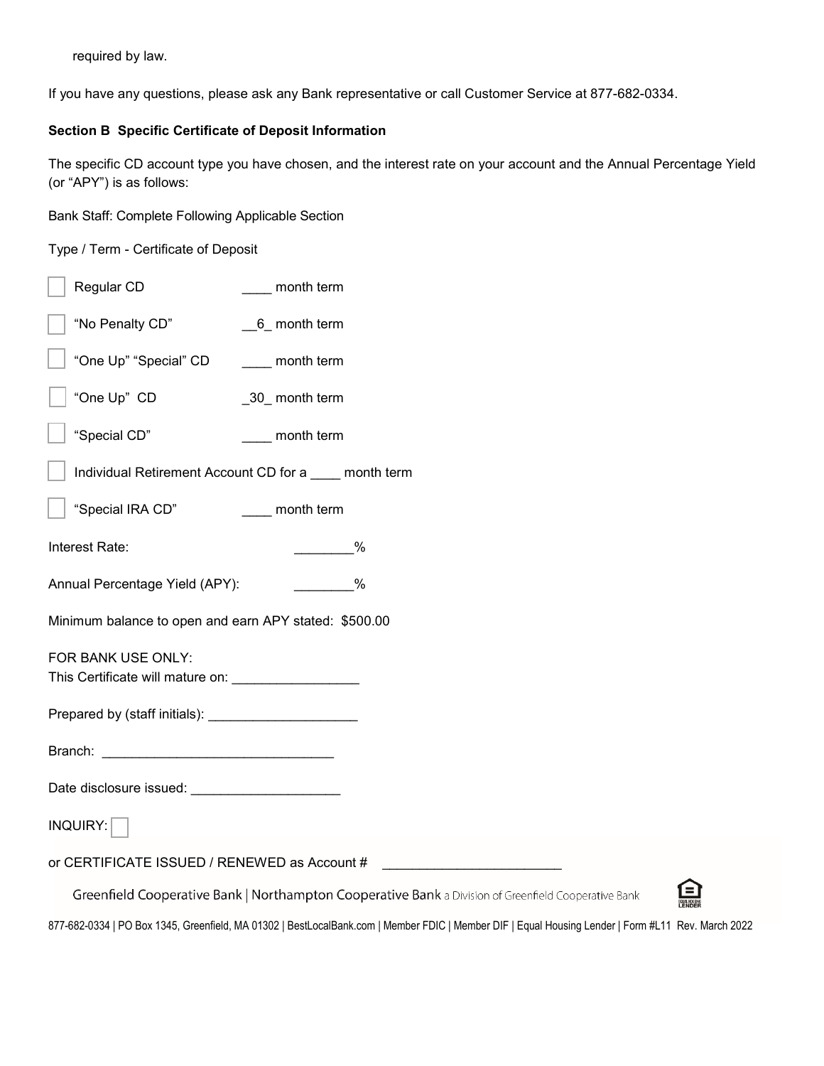required by law.

If you have any questions, please ask any Bank representative or call Customer Service at 877-682-0334.

**Section B Specific Certificate of Deposit Information**

The specific CD account type you have chosen, and the interest rate on your account and the Annual Percentage Yield (or "APY") is as follows:

Bank Staff: Complete Following Applicable Section

Type / Term - Certificate of Deposit

☐ Regular CD ____ month term

☐ "No Penalty CD" __6_ month term

☐ "One Up" "Special" CD ____ month term

☐ "One Up" CD _30_ month term

☐ "Special CD" ____ month term

☐ Individual Retirement Account CD for a ____ month term

☐ "Special IRA CD" ____ month term

Interest Rate: ________%

Annual Percentage Yield (APY): ________%

Minimum balance to open and earn APY stated: $500.00

FOR BANK USE ONLY:
This Certificate will mature on: _________________

Prepared by (staff initials): ____________________

Branch: _______________________________

Date disclosure issued: ____________________

INQUIRY: ☐

or CERTIFICATE ISSUED / RENEWED as Account # ________________________

Greenfield Cooperative Bank | Northampton Cooperative Bank a Division of Greenfield Cooperative Bank

877-682-0334 | PO Box 1345, Greenfield, MA 01302 | BestLocalBank.com | Member FDIC | Member DIF | Equal Housing Lender | Form #L11 Rev. March 2022